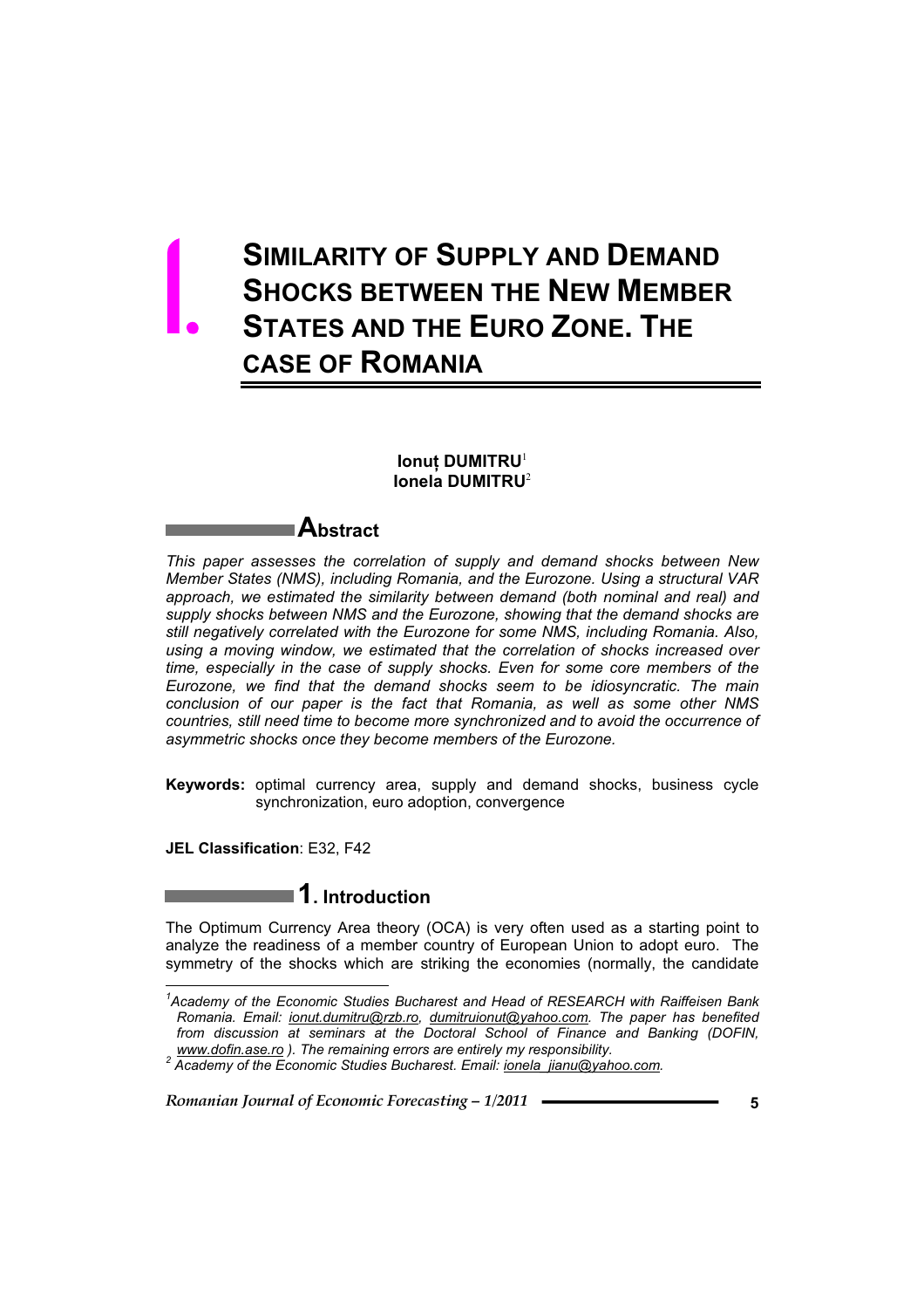# I. SIMILARITY OF SUPPLY AND DEMAND SHOCKS BETWEEN THE NEW MEMBER STATES AND THE EURO ZONE. THE CASE OF ROMANIA

**Ionuț DUMITRU**[1]
**Ionela DUMITRU**[2]

## Abstract

*This paper assesses the correlation of supply and demand shocks between New Member States (NMS), including Romania, and the Eurozone. Using a structural VAR approach, we estimated the similarity between demand (both nominal and real) and supply shocks between NMS and the Eurozone, showing that the demand shocks are still negatively correlated with the Eurozone for some NMS, including Romania. Also, using a moving window, we estimated that the correlation of shocks increased over time, especially in the case of supply shocks. Even for some core members of the Eurozone, we find that the demand shocks seem to be idiosyncratic. The main conclusion of our paper is the fact that Romania, as well as some other NMS countries, still need time to become more synchronized and to avoid the occurrence of asymmetric shocks once they become members of the Eurozone.*

**Keywords:** optimal currency area, supply and demand shocks, business cycle synchronization, euro adoption, convergence

**JEL Classification**: E32, F42

## 1. Introduction

The Optimum Currency Area theory (OCA) is very often used as a starting point to analyze the readiness of a member country of European Union to adopt euro. The symmetry of the shocks which are striking the economies (normally, the candidate

---

[1] *Academy of the Economic Studies Bucharest and Head of RESEARCH with Raiffeisen Bank Romania. Email: ionut.dumitru@rzb.ro, dumitruionut@yahoo.com. The paper has benefited from discussion at seminars at the Doctoral School of Finance and Banking (DOFIN, www.dofin.ase.ro ). The remaining errors are entirely my responsibility.*

[2] *Academy of the Economic Studies Bucharest. Email: ionela_jianu@yahoo.com.*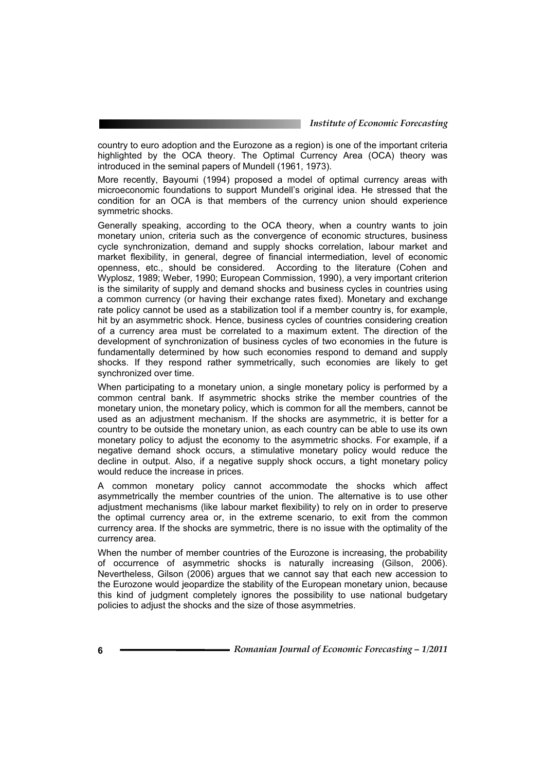country to euro adoption and the Eurozone as a region) is one of the important criteria highlighted by the OCA theory. The Optimal Currency Area (OCA) theory was introduced in the seminal papers of Mundell (1961, 1973).

More recently, Bayoumi (1994) proposed a model of optimal currency areas with microeconomic foundations to support Mundell's original idea. He stressed that the condition for an OCA is that members of the currency union should experience symmetric shocks.

Generally speaking, according to the OCA theory, when a country wants to join monetary union, criteria such as the convergence of economic structures, business cycle synchronization, demand and supply shocks correlation, labour market and market flexibility, in general, degree of financial intermediation, level of economic openness, etc., should be considered. According to the literature (Cohen and Wyplosz, 1989; Weber, 1990; European Commission, 1990), a very important criterion is the similarity of supply and demand shocks and business cycles in countries using a common currency (or having their exchange rates fixed). Monetary and exchange rate policy cannot be used as a stabilization tool if a member country is, for example, hit by an asymmetric shock. Hence, business cycles of countries considering creation of a currency area must be correlated to a maximum extent. The direction of the development of synchronization of business cycles of two economies in the future is fundamentally determined by how such economies respond to demand and supply shocks. If they respond rather symmetrically, such economies are likely to get synchronized over time.

When participating to a monetary union, a single monetary policy is performed by a common central bank. If asymmetric shocks strike the member countries of the monetary union, the monetary policy, which is common for all the members, cannot be used as an adjustment mechanism. If the shocks are asymmetric, it is better for a country to be outside the monetary union, as each country can be able to use its own monetary policy to adjust the economy to the asymmetric shocks. For example, if a negative demand shock occurs, a stimulative monetary policy would reduce the decline in output. Also, if a negative supply shock occurs, a tight monetary policy would reduce the increase in prices.

A common monetary policy cannot accommodate the shocks which affect asymmetrically the member countries of the union. The alternative is to use other adjustment mechanisms (like labour market flexibility) to rely on in order to preserve the optimal currency area or, in the extreme scenario, to exit from the common currency area. If the shocks are symmetric, there is no issue with the optimality of the currency area.

When the number of member countries of the Eurozone is increasing, the probability of occurrence of asymmetric shocks is naturally increasing (Gilson, 2006). Nevertheless, Gilson (2006) argues that we cannot say that each new accession to the Eurozone would jeopardize the stability of the European monetary union, because this kind of judgment completely ignores the possibility to use national budgetary policies to adjust the shocks and the size of those asymmetries.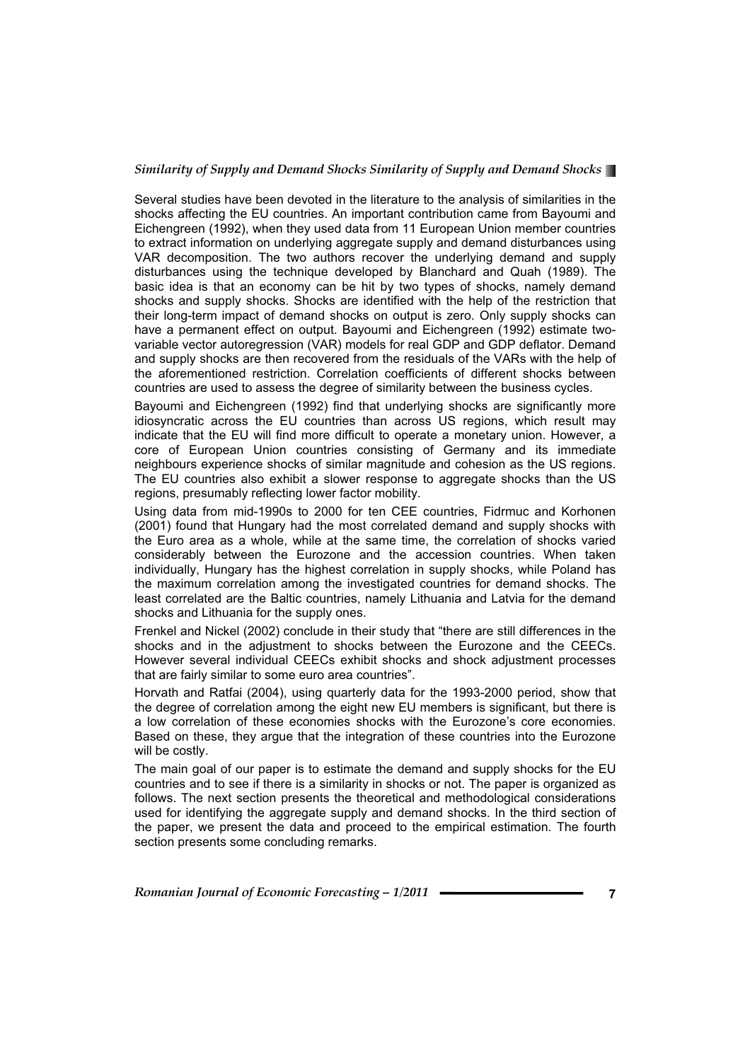Several studies have been devoted in the literature to the analysis of similarities in the shocks affecting the EU countries. An important contribution came from Bayoumi and Eichengreen (1992), when they used data from 11 European Union member countries to extract information on underlying aggregate supply and demand disturbances using VAR decomposition. The two authors recover the underlying demand and supply disturbances using the technique developed by Blanchard and Quah (1989). The basic idea is that an economy can be hit by two types of shocks, namely demand shocks and supply shocks. Shocks are identified with the help of the restriction that their long-term impact of demand shocks on output is zero. Only supply shocks can have a permanent effect on output. Bayoumi and Eichengreen (1992) estimate two-variable vector autoregression (VAR) models for real GDP and GDP deflator. Demand and supply shocks are then recovered from the residuals of the VARs with the help of the aforementioned restriction. Correlation coefficients of different shocks between countries are used to assess the degree of similarity between the business cycles.

Bayoumi and Eichengreen (1992) find that underlying shocks are significantly more idiosyncratic across the EU countries than across US regions, which result may indicate that the EU will find more difficult to operate a monetary union. However, a core of European Union countries consisting of Germany and its immediate neighbours experience shocks of similar magnitude and cohesion as the US regions. The EU countries also exhibit a slower response to aggregate shocks than the US regions, presumably reflecting lower factor mobility.

Using data from mid-1990s to 2000 for ten CEE countries, Fidrmuc and Korhonen (2001) found that Hungary had the most correlated demand and supply shocks with the Euro area as a whole, while at the same time, the correlation of shocks varied considerably between the Eurozone and the accession countries. When taken individually, Hungary has the highest correlation in supply shocks, while Poland has the maximum correlation among the investigated countries for demand shocks. The least correlated are the Baltic countries, namely Lithuania and Latvia for the demand shocks and Lithuania for the supply ones.

Frenkel and Nickel (2002) conclude in their study that "there are still differences in the shocks and in the adjustment to shocks between the Eurozone and the CEECs. However several individual CEECs exhibit shocks and shock adjustment processes that are fairly similar to some euro area countries".

Horvath and Ratfai (2004), using quarterly data for the 1993-2000 period, show that the degree of correlation among the eight new EU members is significant, but there is a low correlation of these economies shocks with the Eurozone's core economies. Based on these, they argue that the integration of these countries into the Eurozone will be costly.

The main goal of our paper is to estimate the demand and supply shocks for the EU countries and to see if there is a similarity in shocks or not. The paper is organized as follows. The next section presents the theoretical and methodological considerations used for identifying the aggregate supply and demand shocks. In the third section of the paper, we present the data and proceed to the empirical estimation. The fourth section presents some concluding remarks.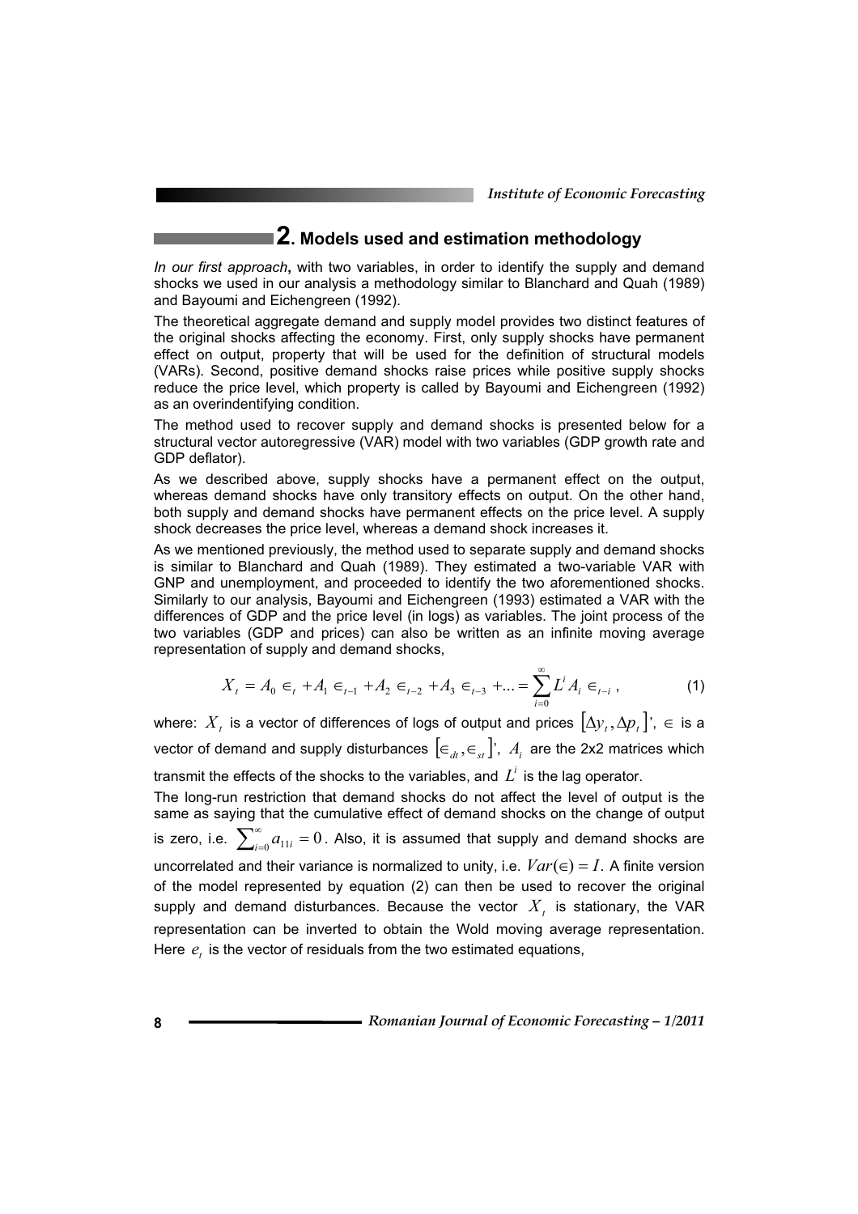## 2. Models used and estimation methodology

*In our first approach*, with two variables, in order to identify the supply and demand shocks we used in our analysis a methodology similar to Blanchard and Quah (1989) and Bayoumi and Eichengreen (1992).

The theoretical aggregate demand and supply model provides two distinct features of the original shocks affecting the economy. First, only supply shocks have permanent effect on output, property that will be used for the definition of structural models (VARs). Second, positive demand shocks raise prices while positive supply shocks reduce the price level, which property is called by Bayoumi and Eichengreen (1992) as an overindentifying condition.

The method used to recover supply and demand shocks is presented below for a structural vector autoregressive (VAR) model with two variables (GDP growth rate and GDP deflator).

As we described above, supply shocks have a permanent effect on the output, whereas demand shocks have only transitory effects on output. On the other hand, both supply and demand shocks have permanent effects on the price level. A supply shock decreases the price level, whereas a demand shock increases it.

As we mentioned previously, the method used to separate supply and demand shocks is similar to Blanchard and Quah (1989). They estimated a two-variable VAR with GNP and unemployment, and proceeded to identify the two aforementioned shocks. Similarly to our analysis, Bayoumi and Eichengreen (1993) estimated a VAR with the differences of GDP and the price level (in logs) as variables. The joint process of the two variables (GDP and prices) can also be written as an infinite moving average representation of supply and demand shocks,

$$X_t = A_0 \in_t + A_1 \in_{t-1} + A_2 \in_{t-2} + A_3 \in_{t-3} + ... = \sum_{i=0}^{\infty} L^i A_i \in_{t-i}, \tag{1}$$

where: $X_t$ is a vector of differences of logs of output and prices $[\Delta y_t, \Delta p_t]'$, $\in$ is a vector of demand and supply disturbances $[\in_{dt}, \in_{st}]'$, $A_i$ are the 2x2 matrices which transmit the effects of the shocks to the variables, and $L^i$ is the lag operator.

The long-run restriction that demand shocks do not affect the level of output is the same as saying that the cumulative effect of demand shocks on the change of output is zero, i.e. $\sum_{i=0}^{\infty} a_{11i} = 0$. Also, it is assumed that supply and demand shocks are uncorrelated and their variance is normalized to unity, i.e. $Var(\in) = I$. A finite version of the model represented by equation (2) can then be used to recover the original supply and demand disturbances. Because the vector $X_t$ is stationary, the VAR representation can be inverted to obtain the Wold moving average representation. Here $e_t$ is the vector of residuals from the two estimated equations,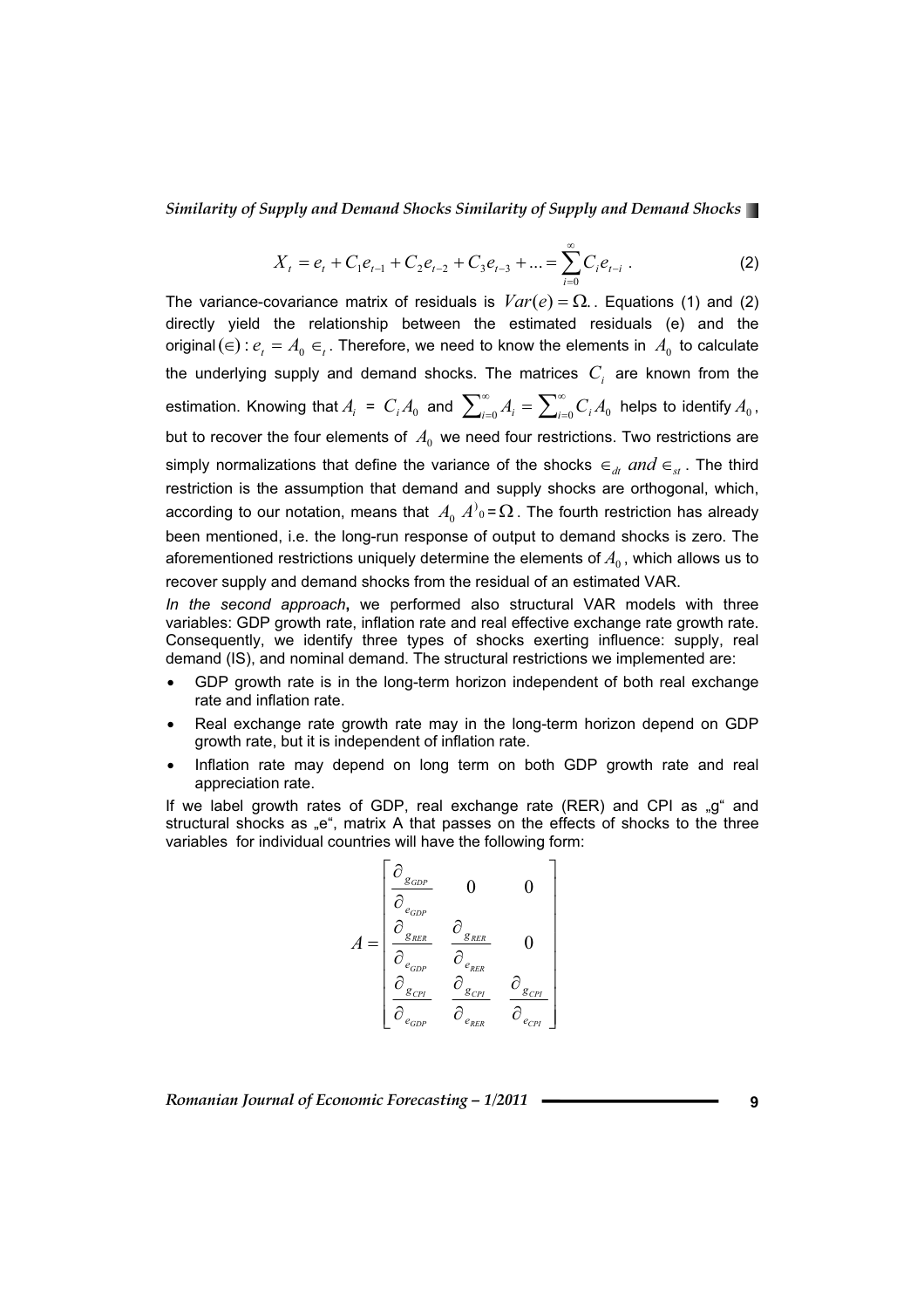$$X_t = e_t + C_1 e_{t-1} + C_2 e_{t-2} + C_3 e_{t-3} + ... = \sum_{i=0}^{\infty} C_i e_{t-i} \ . \tag{2}$$

The variance-covariance matrix of residuals is $Var(e) = \Omega.$. Equations (1) and (2) directly yield the relationship between the estimated residuals (e) and the original $(\in): e_t = A_0 \in_t$. Therefore, we need to know the elements in $A_0$ to calculate the underlying supply and demand shocks. The matrices $C_i$ are known from the estimation. Knowing that $A_i = C_i A_0$ and $\sum_{i=0}^{\infty} A_i = \sum_{i=0}^{\infty} C_i A_0$ helps to identify $A_0$, but to recover the four elements of $A_0$ we need four restrictions. Two restrictions are simply normalizations that define the variance of the shocks $\in_{dt}$ *and* $\in_{st}$. The third restriction is the assumption that demand and supply shocks are orthogonal, which, according to our notation, means that $A_0 \, A'_0 = \Omega$. The fourth restriction has already been mentioned, i.e. the long-run response of output to demand shocks is zero. The aforementioned restrictions uniquely determine the elements of $A_0$, which allows us to recover supply and demand shocks from the residual of an estimated VAR.

*In the second approach*, we performed also structural VAR models with three variables: GDP growth rate, inflation rate and real effective exchange rate growth rate. Consequently, we identify three types of shocks exerting influence: supply, real demand (IS), and nominal demand. The structural restrictions we implemented are:

- GDP growth rate is in the long-term horizon independent of both real exchange rate and inflation rate.
- Real exchange rate growth rate may in the long-term horizon depend on GDP growth rate, but it is independent of inflation rate.
- Inflation rate may depend on long term on both GDP growth rate and real appreciation rate.

If we label growth rates of GDP, real exchange rate (RER) and CPI as „g" and structural shocks as „e", matrix A that passes on the effects of shocks to the three variables for individual countries will have the following form:

$$A = \begin{bmatrix} \dfrac{\partial_{g_{GDP}}}{\partial_{e_{GDP}}} & 0 & 0 \\ \dfrac{\partial_{g_{RER}}}{\partial_{e_{GDP}}} & \dfrac{\partial_{g_{RER}}}{\partial_{e_{RER}}} & 0 \\ \dfrac{\partial_{g_{CPI}}}{\partial_{e_{GDP}}} & \dfrac{\partial_{g_{CPI}}}{\partial_{e_{RER}}} & \dfrac{\partial_{g_{CPI}}}{\partial_{e_{CPI}}} \end{bmatrix}$$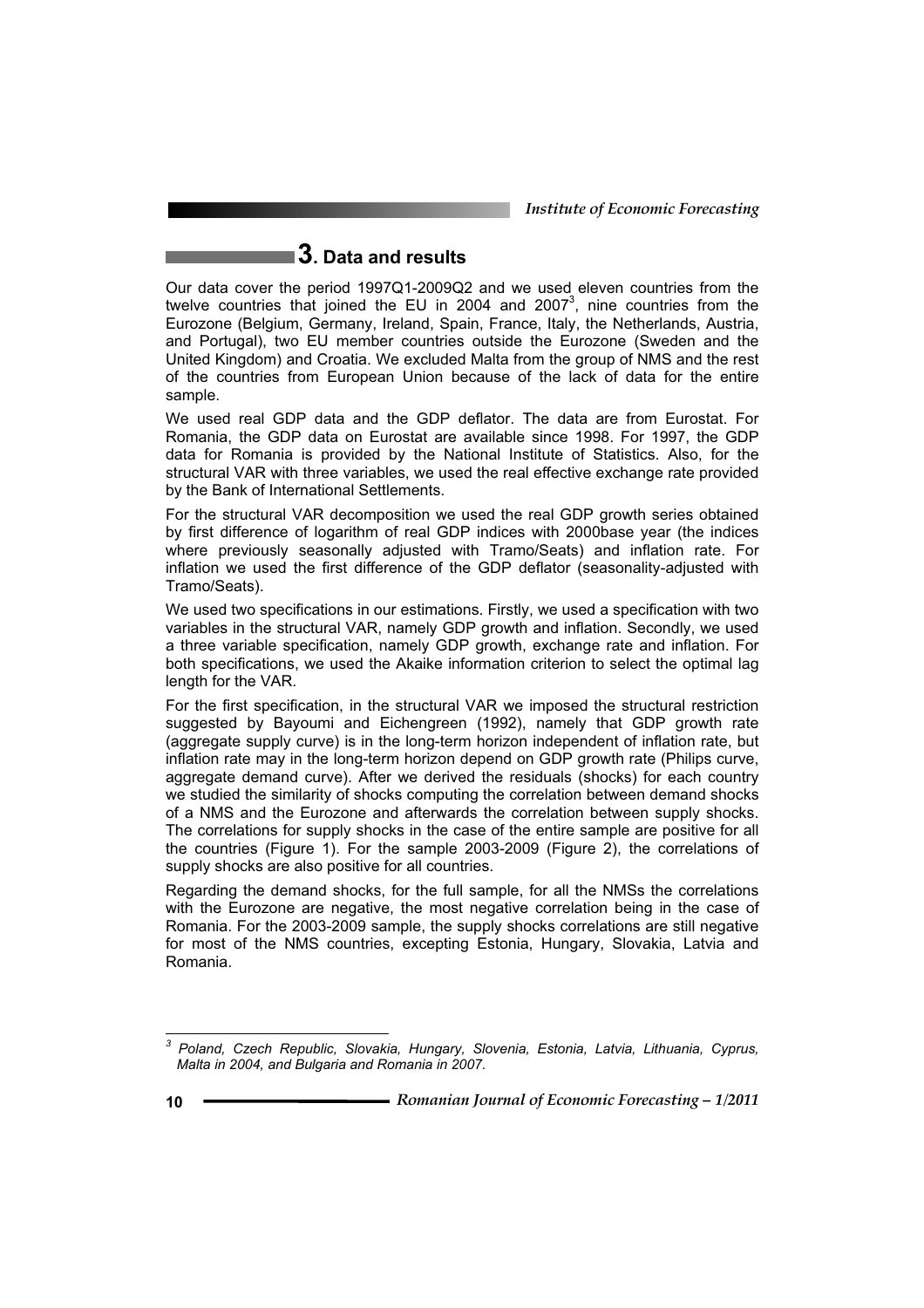## 3. Data and results

Our data cover the period 1997Q1-2009Q2 and we used eleven countries from the twelve countries that joined the EU in 2004 and 2007[3], nine countries from the Eurozone (Belgium, Germany, Ireland, Spain, France, Italy, the Netherlands, Austria, and Portugal), two EU member countries outside the Eurozone (Sweden and the United Kingdom) and Croatia. We excluded Malta from the group of NMS and the rest of the countries from European Union because of the lack of data for the entire sample.

We used real GDP data and the GDP deflator. The data are from Eurostat. For Romania, the GDP data on Eurostat are available since 1998. For 1997, the GDP data for Romania is provided by the National Institute of Statistics. Also, for the structural VAR with three variables, we used the real effective exchange rate provided by the Bank of International Settlements.

For the structural VAR decomposition we used the real GDP growth series obtained by first difference of logarithm of real GDP indices with 2000base year (the indices where previously seasonally adjusted with Tramo/Seats) and inflation rate. For inflation we used the first difference of the GDP deflator (seasonality-adjusted with Tramo/Seats).

We used two specifications in our estimations. Firstly, we used a specification with two variables in the structural VAR, namely GDP growth and inflation. Secondly, we used a three variable specification, namely GDP growth, exchange rate and inflation. For both specifications, we used the Akaike information criterion to select the optimal lag length for the VAR.

For the first specification, in the structural VAR we imposed the structural restriction suggested by Bayoumi and Eichengreen (1992), namely that GDP growth rate (aggregate supply curve) is in the long-term horizon independent of inflation rate, but inflation rate may in the long-term horizon depend on GDP growth rate (Philips curve, aggregate demand curve). After we derived the residuals (shocks) for each country we studied the similarity of shocks computing the correlation between demand shocks of a NMS and the Eurozone and afterwards the correlation between supply shocks. The correlations for supply shocks in the case of the entire sample are positive for all the countries (Figure 1). For the sample 2003-2009 (Figure 2), the correlations of supply shocks are also positive for all countries.

Regarding the demand shocks, for the full sample, for all the NMSs the correlations with the Eurozone are negative, the most negative correlation being in the case of Romania. For the 2003-2009 sample, the supply shocks correlations are still negative for most of the NMS countries, excepting Estonia, Hungary, Slovakia, Latvia and Romania.

---

[3] *Poland, Czech Republic, Slovakia, Hungary, Slovenia, Estonia, Latvia, Lithuania, Cyprus, Malta in 2004, and Bulgaria and Romania in 2007.*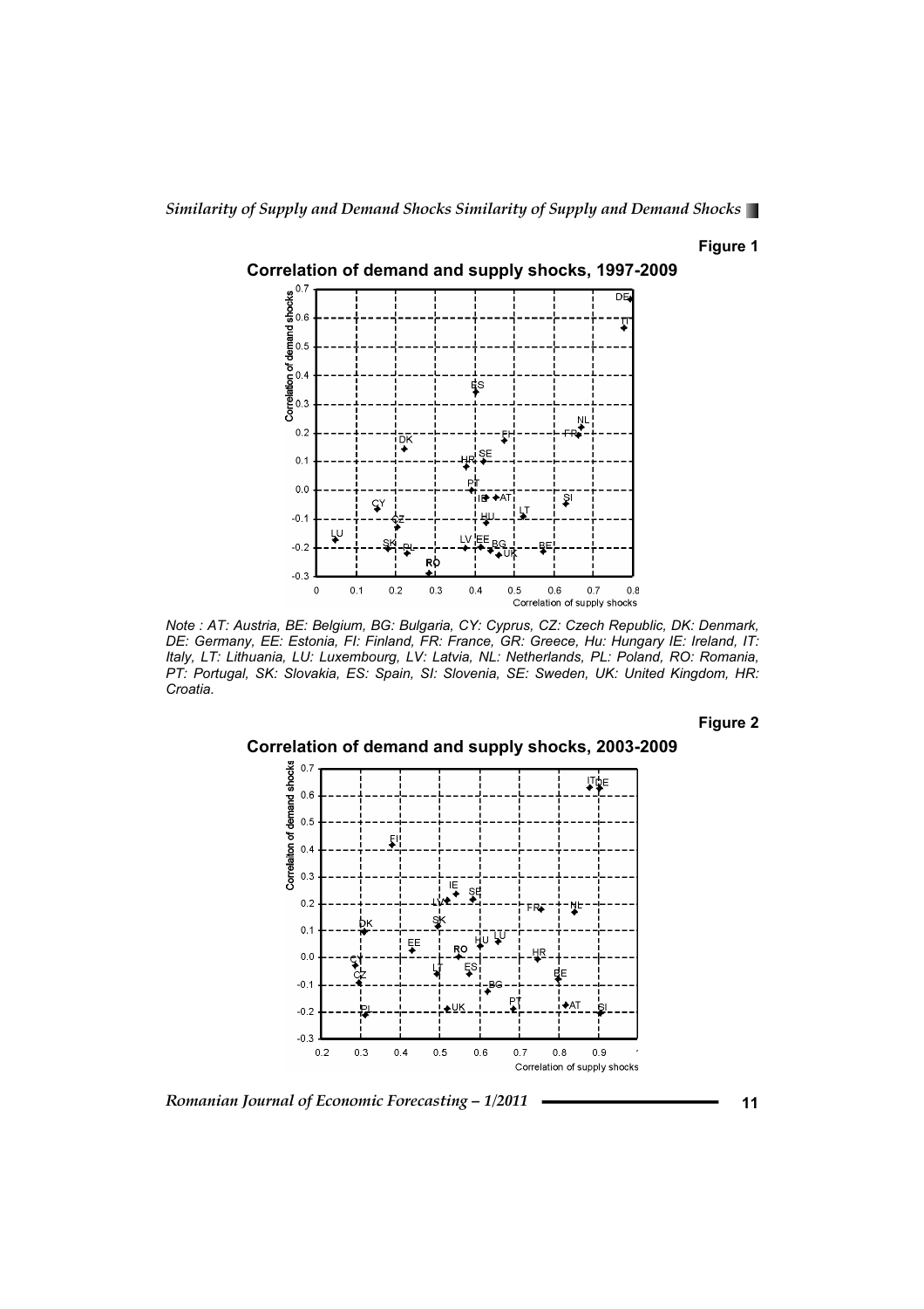**Figure 1**

**Correlation of demand and supply shocks, 1997-2009**

*Note : AT: Austria, BE: Belgium, BG: Bulgaria, CY: Cyprus, CZ: Czech Republic, DK: Denmark, DE: Germany, EE: Estonia, FI: Finland, FR: France, GR: Greece, Hu: Hungary IE: Ireland, IT: Italy, LT: Lithuania, LU: Luxembourg, LV: Latvia, NL: Netherlands, PL: Poland, RO: Romania, PT: Portugal, SK: Slovakia, ES: Spain, SI: Slovenia, SE: Sweden, UK: United Kingdom, HR: Croatia.*

**Figure 2**

**Correlation of demand and supply shocks, 2003-2009**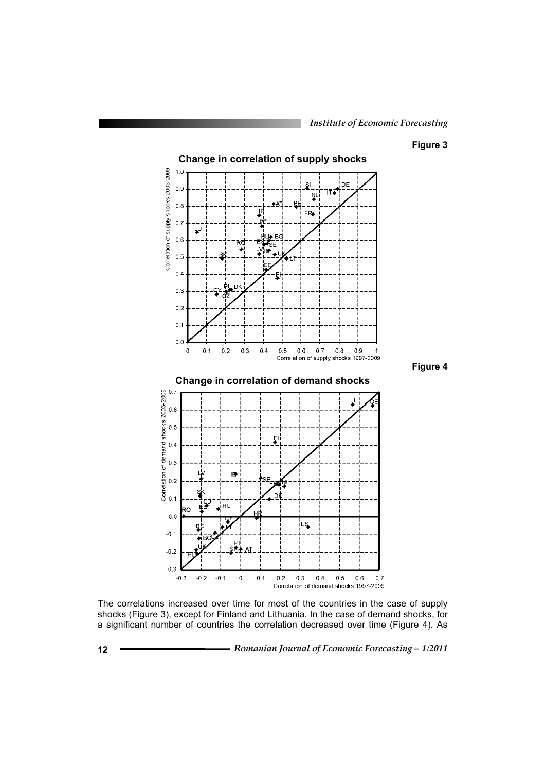**Figure 3**

**Change in correlation of supply shocks**

**Figure 4**

**Change in correlation of demand shocks**

The correlations increased over time for most of the countries in the case of supply shocks (Figure 3), except for Finland and Lithuania. In the case of demand shocks, for a significant number of countries the correlation decreased over time (Figure 4). As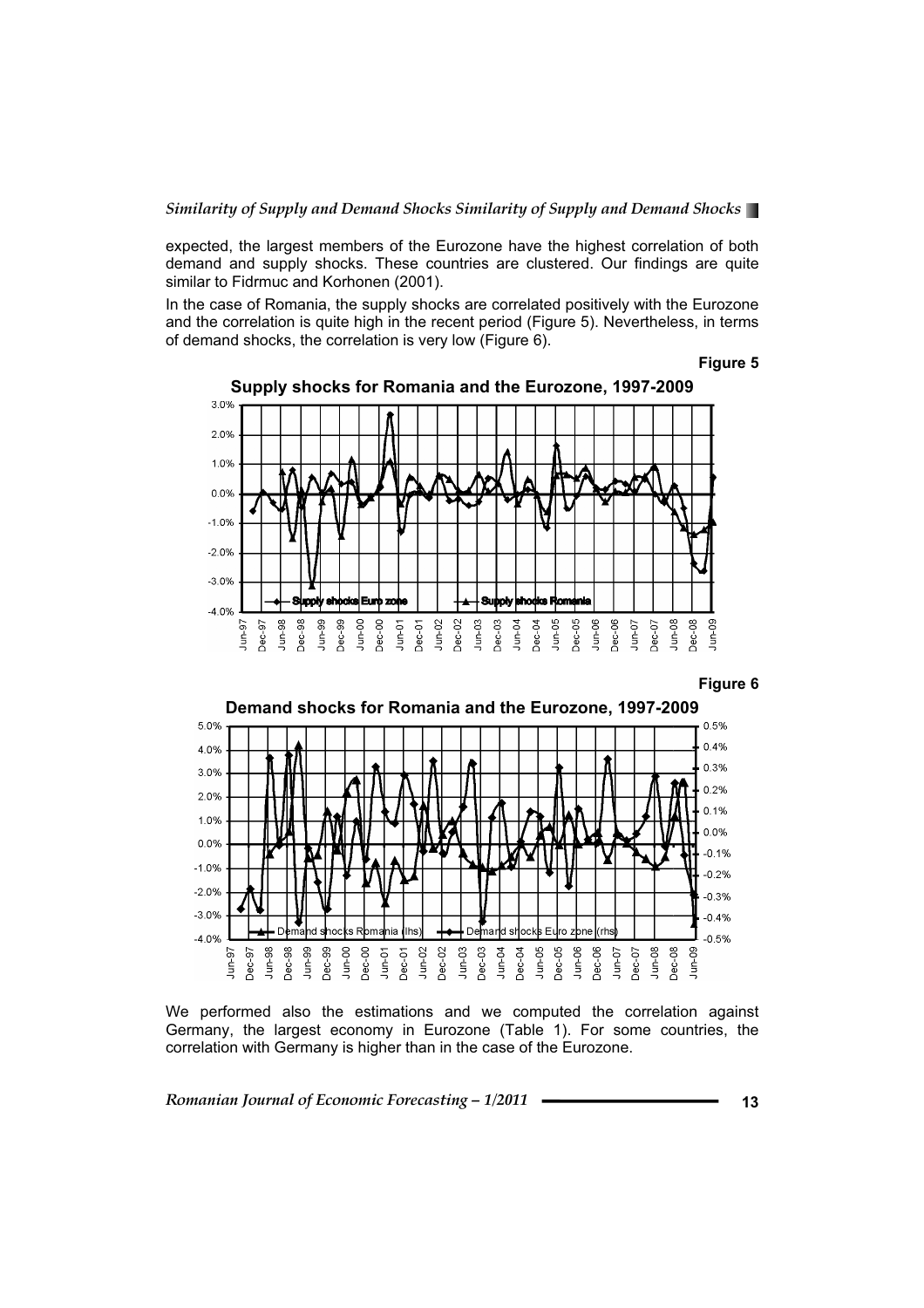expected, the largest members of the Eurozone have the highest correlation of both demand and supply shocks. These countries are clustered. Our findings are quite similar to Fidrmuc and Korhonen (2001).

In the case of Romania, the supply shocks are correlated positively with the Eurozone and the correlation is quite high in the recent period (Figure 5). Nevertheless, in terms of demand shocks, the correlation is very low (Figure 6).

**Figure 5**

**Supply shocks for Romania and the Eurozone, 1997-2009**

**Figure 6**

**Demand shocks for Romania and the Eurozone, 1997-2009**

We performed also the estimations and we computed the correlation against Germany, the largest economy in Eurozone (Table 1). For some countries, the correlation with Germany is higher than in the case of the Eurozone.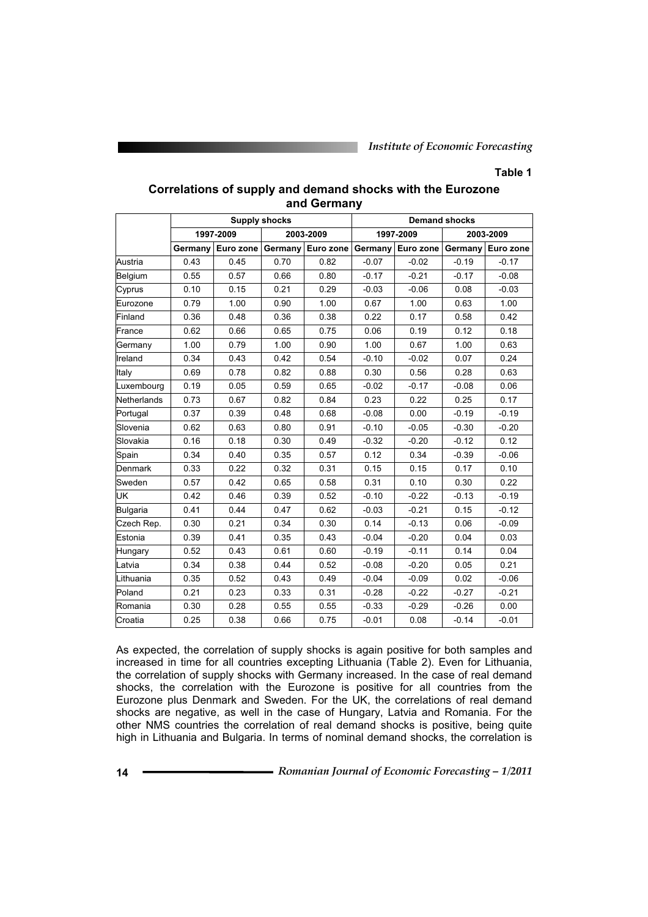**Table 1**

**Correlations of supply and demand shocks with the Eurozone and Germany**

| | Supply shocks | | | | Demand shocks | | | |
|---|---|---|---|---|---|---|---|---|
| | 1997-2009 | | 2003-2009 | | 1997-2009 | | 2003-2009 | |
| | Germany | Euro zone | Germany | Euro zone | Germany | Euro zone | Germany | Euro zone |
| Austria | 0.43 | 0.45 | 0.70 | 0.82 | -0.07 | -0.02 | -0.19 | -0.17 |
| Belgium | 0.55 | 0.57 | 0.66 | 0.80 | -0.17 | -0.21 | -0.17 | -0.08 |
| Cyprus | 0.10 | 0.15 | 0.21 | 0.29 | -0.03 | -0.06 | 0.08 | -0.03 |
| Eurozone | 0.79 | 1.00 | 0.90 | 1.00 | 0.67 | 1.00 | 0.63 | 1.00 |
| Finland | 0.36 | 0.48 | 0.36 | 0.38 | 0.22 | 0.17 | 0.58 | 0.42 |
| France | 0.62 | 0.66 | 0.65 | 0.75 | 0.06 | 0.19 | 0.12 | 0.18 |
| Germany | 1.00 | 0.79 | 1.00 | 0.90 | 1.00 | 0.67 | 1.00 | 0.63 |
| Ireland | 0.34 | 0.43 | 0.42 | 0.54 | -0.10 | -0.02 | 0.07 | 0.24 |
| Italy | 0.69 | 0.78 | 0.82 | 0.88 | 0.30 | 0.56 | 0.28 | 0.63 |
| Luxembourg | 0.19 | 0.05 | 0.59 | 0.65 | -0.02 | -0.17 | -0.08 | 0.06 |
| Netherlands | 0.73 | 0.67 | 0.82 | 0.84 | 0.23 | 0.22 | 0.25 | 0.17 |
| Portugal | 0.37 | 0.39 | 0.48 | 0.68 | -0.08 | 0.00 | -0.19 | -0.19 |
| Slovenia | 0.62 | 0.63 | 0.80 | 0.91 | -0.10 | -0.05 | -0.30 | -0.20 |
| Slovakia | 0.16 | 0.18 | 0.30 | 0.49 | -0.32 | -0.20 | -0.12 | 0.12 |
| Spain | 0.34 | 0.40 | 0.35 | 0.57 | 0.12 | 0.34 | -0.39 | -0.06 |
| Denmark | 0.33 | 0.22 | 0.32 | 0.31 | 0.15 | 0.15 | 0.17 | 0.10 |
| Sweden | 0.57 | 0.42 | 0.65 | 0.58 | 0.31 | 0.10 | 0.30 | 0.22 |
| UK | 0.42 | 0.46 | 0.39 | 0.52 | -0.10 | -0.22 | -0.13 | -0.19 |
| Bulgaria | 0.41 | 0.44 | 0.47 | 0.62 | -0.03 | -0.21 | 0.15 | -0.12 |
| Czech Rep. | 0.30 | 0.21 | 0.34 | 0.30 | 0.14 | -0.13 | 0.06 | -0.09 |
| Estonia | 0.39 | 0.41 | 0.35 | 0.43 | -0.04 | -0.20 | 0.04 | 0.03 |
| Hungary | 0.52 | 0.43 | 0.61 | 0.60 | -0.19 | -0.11 | 0.14 | 0.04 |
| Latvia | 0.34 | 0.38 | 0.44 | 0.52 | -0.08 | -0.20 | 0.05 | 0.21 |
| Lithuania | 0.35 | 0.52 | 0.43 | 0.49 | -0.04 | -0.09 | 0.02 | -0.06 |
| Poland | 0.21 | 0.23 | 0.33 | 0.31 | -0.28 | -0.22 | -0.27 | -0.21 |
| Romania | 0.30 | 0.28 | 0.55 | 0.55 | -0.33 | -0.29 | -0.26 | 0.00 |
| Croatia | 0.25 | 0.38 | 0.66 | 0.75 | -0.01 | 0.08 | -0.14 | -0.01 |

As expected, the correlation of supply shocks is again positive for both samples and increased in time for all countries excepting Lithuania (Table 2). Even for Lithuania, the correlation of supply shocks with Germany increased. In the case of real demand shocks, the correlation with the Eurozone is positive for all countries from the Eurozone plus Denmark and Sweden. For the UK, the correlations of real demand shocks are negative, as well in the case of Hungary, Latvia and Romania. For the other NMS countries the correlation of real demand shocks is positive, being quite high in Lithuania and Bulgaria. In terms of nominal demand shocks, the correlation is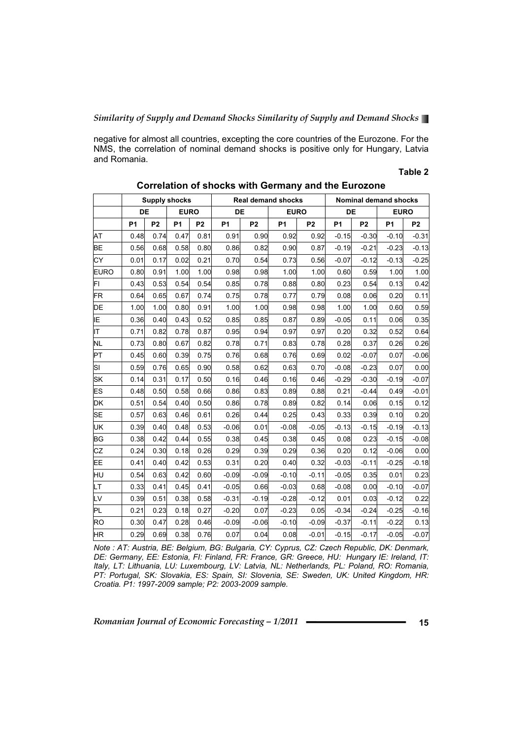negative for almost all countries, excepting the core countries of the Eurozone. For the NMS, the correlation of nominal demand shocks is positive only for Hungary, Latvia and Romania.

**Table 2**

**Correlation of shocks with Germany and the Eurozone**

| | Supply shocks | | | | Real demand shocks | | | | Nominal demand shocks | | | |
|---|---|---|---|---|---|---|---|---|---|---|---|---|
| | DE | | EURO | | DE | | EURO | | DE | | EURO | |
| | P1 | P2 | P1 | P2 | P1 | P2 | P1 | P2 | P1 | P2 | P1 | P2 |
| AT | 0.48 | 0.74 | 0.47 | 0.81 | 0.91 | 0.90 | 0.92 | 0.92 | -0.15 | -0.30 | -0.10 | -0.31 |
| BE | 0.56 | 0.68 | 0.58 | 0.80 | 0.86 | 0.82 | 0.90 | 0.87 | -0.19 | -0.21 | -0.23 | -0.13 |
| CY | 0.01 | 0.17 | 0.02 | 0.21 | 0.70 | 0.54 | 0.73 | 0.56 | -0.07 | -0.12 | -0.13 | -0.25 |
| EURO | 0.80 | 0.91 | 1.00 | 1.00 | 0.98 | 0.98 | 1.00 | 1.00 | 0.60 | 0.59 | 1.00 | 1.00 |
| FI | 0.43 | 0.53 | 0.54 | 0.54 | 0.85 | 0.78 | 0.88 | 0.80 | 0.23 | 0.54 | 0.13 | 0.42 |
| FR | 0.64 | 0.65 | 0.67 | 0.74 | 0.75 | 0.78 | 0.77 | 0.79 | 0.08 | 0.06 | 0.20 | 0.11 |
| DE | 1.00 | 1.00 | 0.80 | 0.91 | 1.00 | 1.00 | 0.98 | 0.98 | 1.00 | 1.00 | 0.60 | 0.59 |
| IE | 0.36 | 0.40 | 0.43 | 0.52 | 0.85 | 0.85 | 0.87 | 0.89 | -0.05 | 0.11 | 0.06 | 0.35 |
| IT | 0.71 | 0.82 | 0.78 | 0.87 | 0.95 | 0.94 | 0.97 | 0.97 | 0.20 | 0.32 | 0.52 | 0.64 |
| NL | 0.73 | 0.80 | 0.67 | 0.82 | 0.78 | 0.71 | 0.83 | 0.78 | 0.28 | 0.37 | 0.26 | 0.26 |
| PT | 0.45 | 0.60 | 0.39 | 0.75 | 0.76 | 0.68 | 0.76 | 0.69 | 0.02 | -0.07 | 0.07 | -0.06 |
| SI | 0.59 | 0.76 | 0.65 | 0.90 | 0.58 | 0.62 | 0.63 | 0.70 | -0.08 | -0.23 | 0.07 | 0.00 |
| SK | 0.14 | 0.31 | 0.17 | 0.50 | 0.16 | 0.46 | 0.16 | 0.46 | -0.29 | -0.30 | -0.19 | -0.07 |
| ES | 0.48 | 0.50 | 0.58 | 0.66 | 0.86 | 0.83 | 0.89 | 0.88 | 0.21 | -0.44 | 0.49 | -0.01 |
| DK | 0.51 | 0.54 | 0.40 | 0.50 | 0.86 | 0.78 | 0.89 | 0.82 | 0.14 | 0.06 | 0.15 | 0.12 |
| SE | 0.57 | 0.63 | 0.46 | 0.61 | 0.26 | 0.44 | 0.25 | 0.43 | 0.33 | 0.39 | 0.10 | 0.20 |
| UK | 0.39 | 0.40 | 0.48 | 0.53 | -0.06 | 0.01 | -0.08 | -0.05 | -0.13 | -0.15 | -0.19 | -0.13 |
| BG | 0.38 | 0.42 | 0.44 | 0.55 | 0.38 | 0.45 | 0.38 | 0.45 | 0.08 | 0.23 | -0.15 | -0.08 |
| CZ | 0.24 | 0.30 | 0.18 | 0.26 | 0.29 | 0.39 | 0.29 | 0.36 | 0.20 | 0.12 | -0.06 | 0.00 |
| EE | 0.41 | 0.40 | 0.42 | 0.53 | 0.31 | 0.20 | 0.40 | 0.32 | -0.03 | -0.11 | -0.25 | -0.18 |
| HU | 0.54 | 0.63 | 0.42 | 0.60 | -0.09 | -0.09 | -0.10 | -0.11 | -0.05 | 0.35 | 0.01 | 0.23 |
| LT | 0.33 | 0.41 | 0.45 | 0.41 | -0.05 | 0.66 | -0.03 | 0.68 | -0.08 | 0.00 | -0.10 | -0.07 |
| LV | 0.39 | 0.51 | 0.38 | 0.58 | -0.31 | -0.19 | -0.28 | -0.12 | 0.01 | 0.03 | -0.12 | 0.22 |
| PL | 0.21 | 0.23 | 0.18 | 0.27 | -0.20 | 0.07 | -0.23 | 0.05 | -0.34 | -0.24 | -0.25 | -0.16 |
| RO | 0.30 | 0.47 | 0.28 | 0.46 | -0.09 | -0.06 | -0.10 | -0.09 | -0.37 | -0.11 | -0.22 | 0.13 |
| HR | 0.29 | 0.69 | 0.38 | 0.76 | 0.07 | 0.04 | 0.08 | -0.01 | -0.15 | -0.17 | -0.05 | -0.07 |

*Note : AT: Austria, BE: Belgium, BG: Bulgaria, CY: Cyprus, CZ: Czech Republic, DK: Denmark, DE: Germany, EE: Estonia, FI: Finland, FR: France, GR: Greece, HU: Hungary IE: Ireland, IT: Italy, LT: Lithuania, LU: Luxembourg, LV: Latvia, NL: Netherlands, PL: Poland, RO: Romania, PT: Portugal, SK: Slovakia, ES: Spain, SI: Slovenia, SE: Sweden, UK: United Kingdom, HR: Croatia. P1: 1997-2009 sample; P2: 2003-2009 sample.*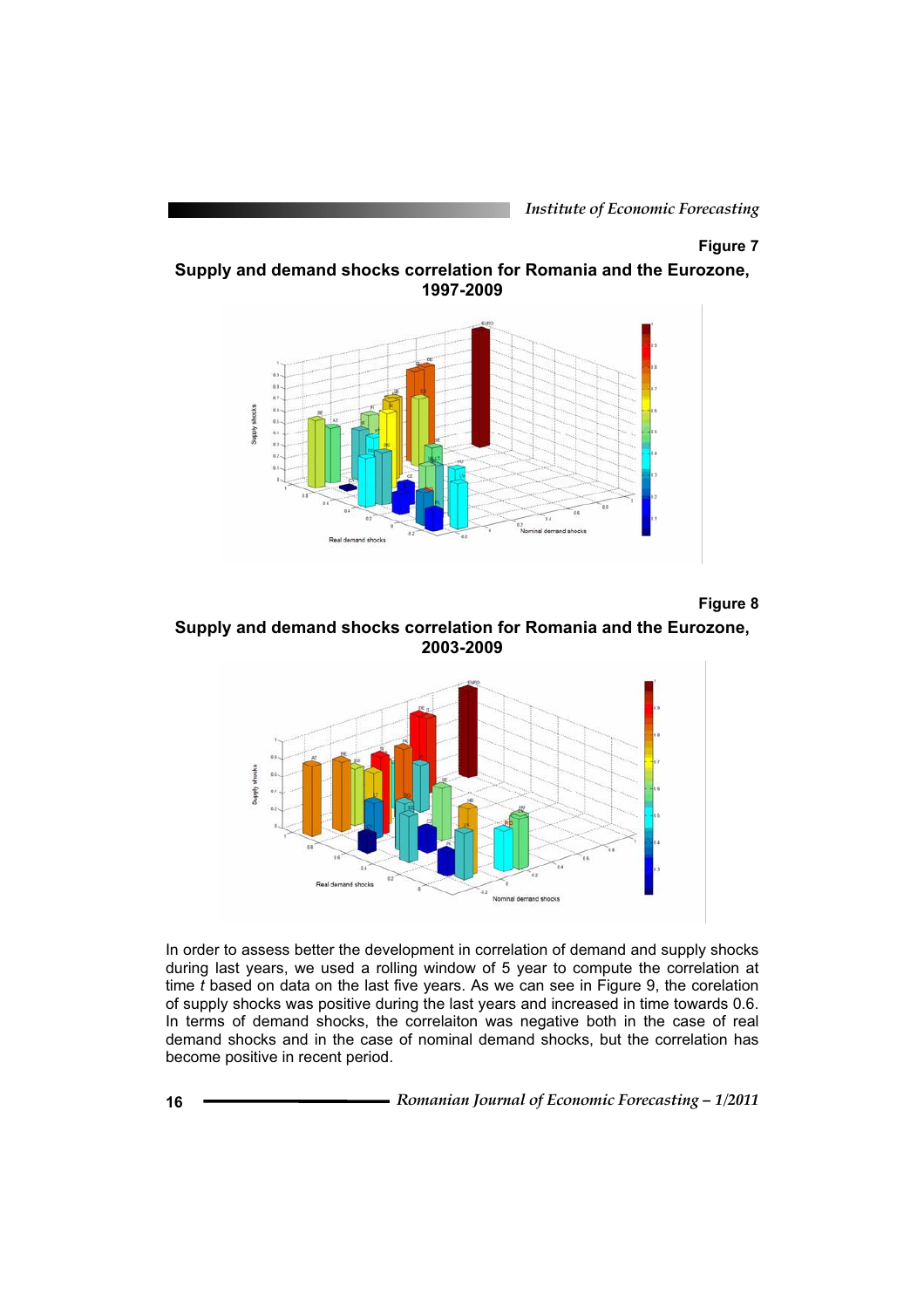**Figure 7**

**Supply and demand shocks correlation for Romania and the Eurozone, 1997-2009**

**Figure 8**

**Supply and demand shocks correlation for Romania and the Eurozone, 2003-2009**

In order to assess better the development in correlation of demand and supply shocks during last years, we used a rolling window of 5 year to compute the correlation at time *t* based on data on the last five years. As we can see in Figure 9, the corelation of supply shocks was positive during the last years and increased in time towards 0.6. In terms of demand shocks, the correlaiton was negative both in the case of real demand shocks and in the case of nominal demand shocks, but the correlation has become positive in recent period.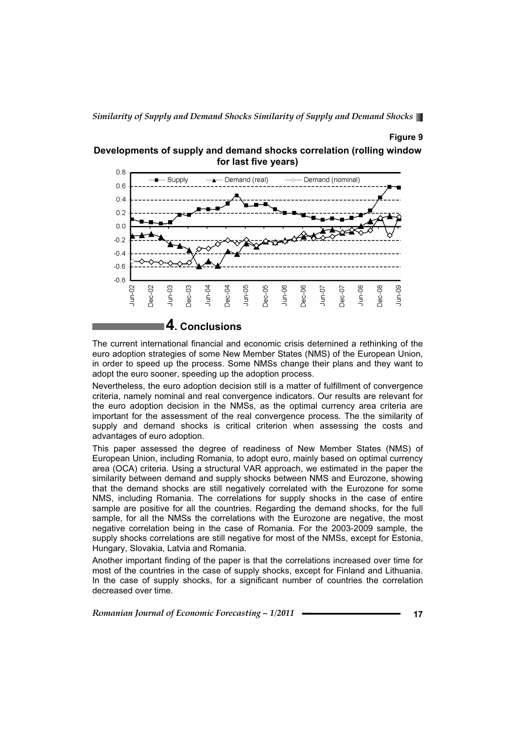**Figure 9**

**Developments of supply and demand shocks correlation (rolling window for last five years)**

## 4. Conclusions

The current international financial and economic crisis determined a rethinking of the euro adoption strategies of some New Member States (NMS) of the European Union, in order to speed up the process. Some NMSs change their plans and they want to adopt the euro sooner, speeding up the adoption process.

Nevertheless, the euro adoption decision still is a matter of fulfillment of convergence criteria, namely nominal and real convergence indicators. Our results are relevant for the euro adoption decision in the NMSs, as the optimal currency area criteria are important for the assessment of the real convergence process. The the similarity of supply and demand shocks is critical criterion when assessing the costs and advantages of euro adoption.

This paper assessed the degree of readiness of New Member States (NMS) of European Union, including Romania, to adopt euro, mainly based on optimal currency area (OCA) criteria. Using a structural VAR approach, we estimated in the paper the similarity between demand and supply shocks between NMS and Eurozone, showing that the demand shocks are still negatively correlated with the Eurozone for some NMS, including Romania. The correlations for supply shocks in the case of entire sample are positive for all the countries. Regarding the demand shocks, for the full sample, for all the NMSs the correlations with the Eurozone are negative, the most negative correlation being in the case of Romania. For the 2003-2009 sample, the supply shocks correlations are still negative for most of the NMSs, except for Estonia, Hungary, Slovakia, Latvia and Romania.

Another important finding of the paper is that the correlations increased over time for most of the countries in the case of supply shocks, except for Finland and Lithuania. In the case of supply shocks, for a significant number of countries the correlation decreased over time.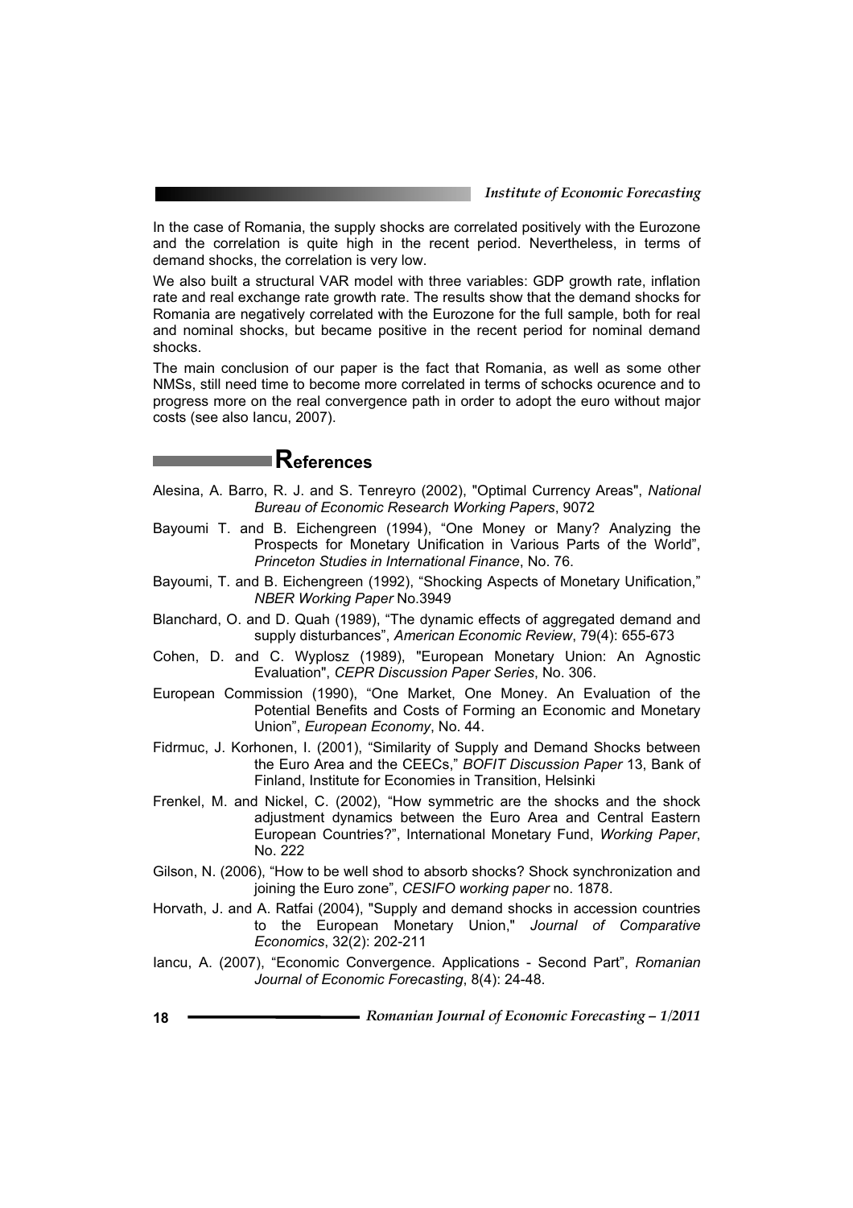In the case of Romania, the supply shocks are correlated positively with the Eurozone and the correlation is quite high in the recent period. Nevertheless, in terms of demand shocks, the correlation is very low.

We also built a structural VAR model with three variables: GDP growth rate, inflation rate and real exchange rate growth rate. The results show that the demand shocks for Romania are negatively correlated with the Eurozone for the full sample, both for real and nominal shocks, but became positive in the recent period for nominal demand shocks.

The main conclusion of our paper is the fact that Romania, as well as some other NMSs, still need time to become more correlated in terms of schocks ocurence and to progress more on the real convergence path in order to adopt the euro without major costs (see also Iancu, 2007).

## References

Alesina, A. Barro, R. J. and S. Tenreyro (2002), "Optimal Currency Areas", *National Bureau of Economic Research Working Papers*, 9072

Bayoumi T. and B. Eichengreen (1994), "One Money or Many? Analyzing the Prospects for Monetary Unification in Various Parts of the World", *Princeton Studies in International Finance*, No. 76.

Bayoumi, T. and B. Eichengreen (1992), "Shocking Aspects of Monetary Unification," *NBER Working Paper* No.3949

Blanchard, O. and D. Quah (1989), "The dynamic effects of aggregated demand and supply disturbances", *American Economic Review*, 79(4): 655-673

Cohen, D. and C. Wyplosz (1989), "European Monetary Union: An Agnostic Evaluation", *CEPR Discussion Paper Series*, No. 306.

European Commission (1990), "One Market, One Money. An Evaluation of the Potential Benefits and Costs of Forming an Economic and Monetary Union", *European Economy*, No. 44.

Fidrmuc, J. Korhonen, I. (2001), "Similarity of Supply and Demand Shocks between the Euro Area and the CEECs," *BOFIT Discussion Paper* 13, Bank of Finland, Institute for Economies in Transition, Helsinki

Frenkel, M. and Nickel, C. (2002), "How symmetric are the shocks and the shock adjustment dynamics between the Euro Area and Central Eastern European Countries?", International Monetary Fund, *Working Paper*, No. 222

Gilson, N. (2006), "How to be well shod to absorb shocks? Shock synchronization and joining the Euro zone", *CESIFO working paper* no. 1878.

Horvath, J. and A. Ratfai (2004), "Supply and demand shocks in accession countries to the European Monetary Union," *Journal of Comparative Economics*, 32(2): 202-211

Iancu, A. (2007), "Economic Convergence. Applications - Second Part", *Romanian Journal of Economic Forecasting*, 8(4): 24-48.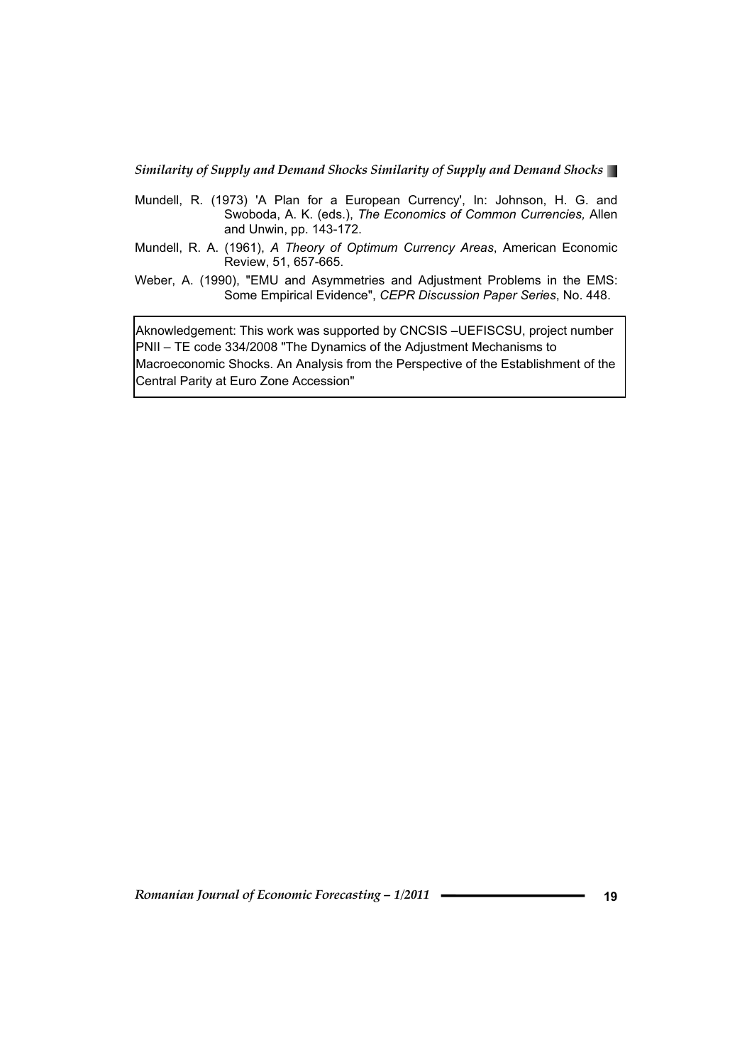Mundell, R. (1973) 'A Plan for a European Currency', In: Johnson, H. G. and Swoboda, A. K. (eds.), *The Economics of Common Currencies,* Allen and Unwin, pp. 143-172.

Mundell, R. A. (1961), *A Theory of Optimum Currency Areas*, American Economic Review, 51, 657-665.

Weber, A. (1990), "EMU and Asymmetries and Adjustment Problems in the EMS: Some Empirical Evidence", *CEPR Discussion Paper Series*, No. 448.

Aknowledgement: This work was supported by CNCSIS –UEFISCSU, project number PNII – TE code 334/2008 "The Dynamics of the Adjustment Mechanisms to Macroeconomic Shocks. An Analysis from the Perspective of the Establishment of the Central Parity at Euro Zone Accession"